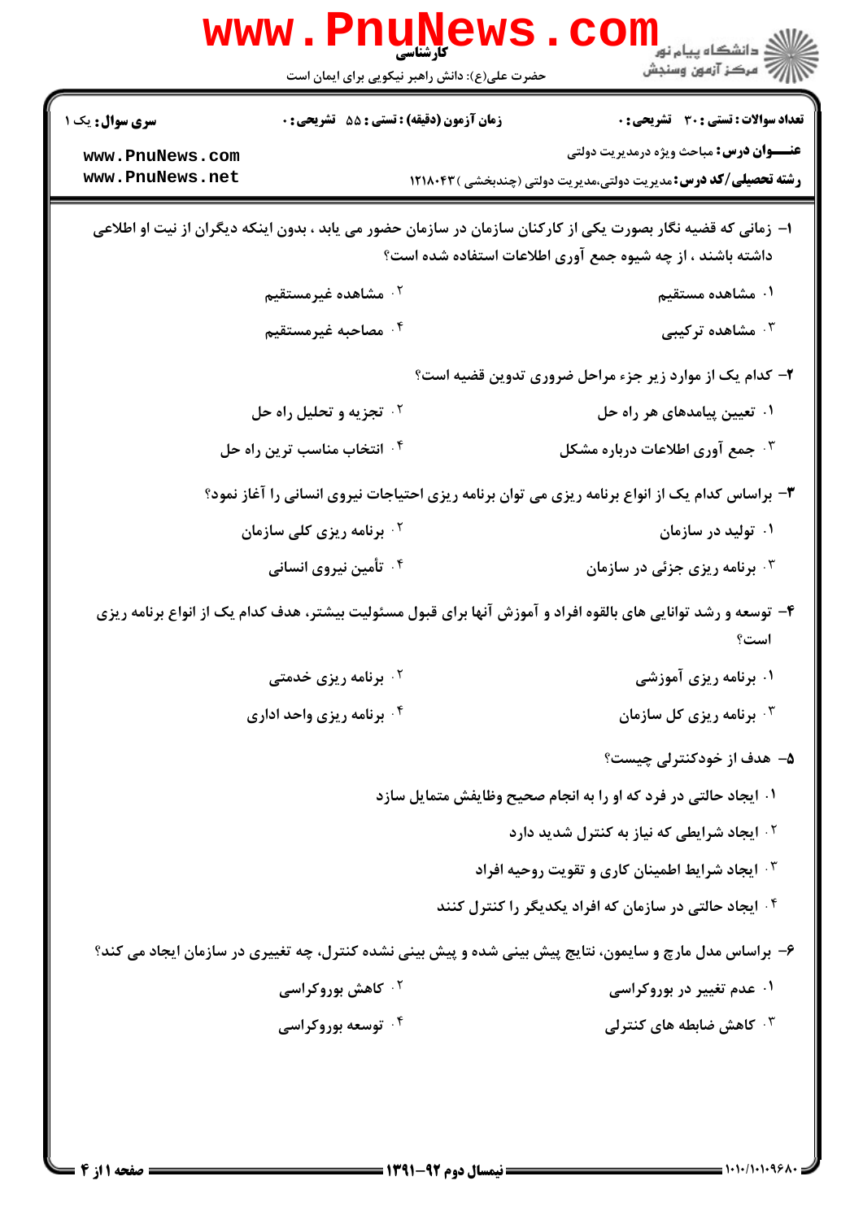کارشناسی

حضرت علی(ع): دانش راهبر نیکویی برای ایمان است

**سری سوال:** یک ۱

**زمان آزمون (دقیقه) : تستی :** ۵۵ **تشریحی :** ۰

**تعداد سوالات : تستی :** ۳۰ **تشریحی :** ۰

**عنـــوان درس:** مباحث ویژه درمدیریت دولتی

**رشته تحصیلی/کد درس:** مدیریت دولتی،مدیریت دولتی (چندبخشی ) ۱۲۱۸۰۴۳

---

۱- زمانی که قضیه نگار بصورت یکی از کارکنان سازمان در سازمان حضور می یابد ، بدون اینکه دیگران از نیت او اطلاعی داشته باشند ، از چه شیوه جمع آوری اطلاعات استفاده شده است؟

۱. مشاهده مستقیم

۲. مشاهده غیرمستقیم

۳. مشاهده ترکیبی

۴. مصاحبه غیرمستقیم

۲- کدام یک از موارد زیر جزء مراحل ضروری تدوین قضیه است؟

۱. تعیین پیامدهای هر راه حل

۲. تجزیه و تحلیل راه حل

۳. جمع آوری اطلاعات درباره مشکل

۴. انتخاب مناسب ترین راه حل

۳- براساس کدام یک از انواع برنامه ریزی می توان برنامه ریزی احتیاجات نیروی انسانی را آغاز نمود؟

۱. تولید در سازمان

۲. برنامه ریزی کلی سازمان

۳. برنامه ریزی جزئی در سازمان

۴. تأمین نیروی انسانی

۴- توسعه و رشد توانایی های بالقوه افراد و آموزش آنها برای قبول مسئولیت بیشتر، هدف کدام یک از انواع برنامه ریزی است؟

۱. برنامه ریزی آموزشی

۲. برنامه ریزی خدمتی

۳. برنامه ریزی کل سازمان

۴. برنامه ریزی واحد اداری

۵- هدف از خودکنترلی چیست؟

۱. ایجاد حالتی در فرد که او را به انجام صحیح وظایفش متمایل سازد

۲. ایجاد شرایطی که نیاز به کنترل شدید دارد

۳. ایجاد شرایط اطمینان کاری و تقویت روحیه افراد

۴. ایجاد حالتی در سازمان که افراد یکدیگر را کنترل کنند

۶- براساس مدل مارچ و سایمون، نتایج پیش بینی شده و پیش بینی نشده کنترل، چه تغییری در سازمان ایجاد می کند؟

۱. عدم تغییر در بوروکراسی

۲. کاهش بوروکراسی

۳. کاهش ضابطه های کنترلی

۴. توسعه بوروکراسی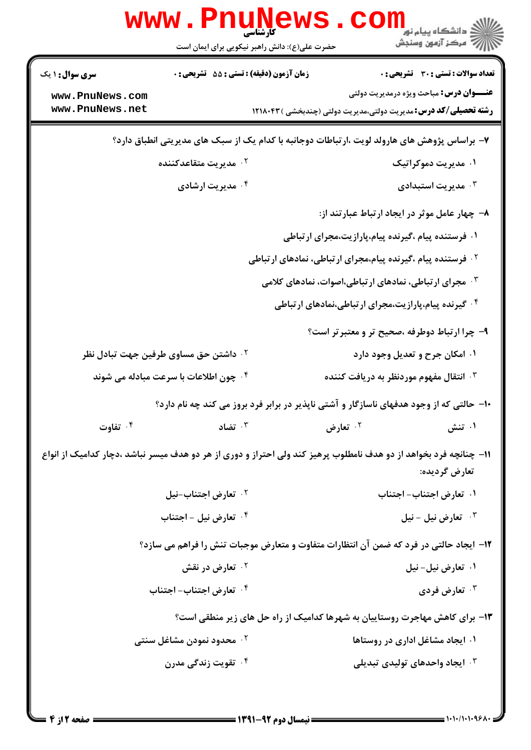کارشناسی

حضرت علی(ع): دانش راهبر نیکویی برای ایمان است

| سری سوال: ۱ یک | زمان آزمون (دقیقه): تستی: ۵۵ تشریحی: ۰ | تعداد سوالات: تستی: ۳۰ تشریحی: ۰ |
|---|---|---|

**عنـــوان درس:** مباحث ویژه درمدیریت دولتی

**رشته تحصیلی/کد درس:** مدیریت دولتی،مدیریت دولتی (چندبخشی ) ۱۲۱۸۰۴۳

۷- براساس پژوهش های هارولد لویت ،ارتباطات دوجانبه با کدام یک از سبک های مدیریتی انطباق دارد؟

۱. مدیریت دموکراتیک
۲. مدیریت متقاعدکننده
۳. مدیریت استبدادی
۴. مدیریت ارشادی

۸- چهار عامل موثر در ایجاد ارتباط عبارتند از:

۱. فرستنده پیام ،گیرنده پیام،پارازیت،مجرای ارتباطی
۲. فرستنده پیام ،گیرنده پیام،مجرای ارتباطی، نمادهای ارتباطی
۳. مجرای ارتباطی، نمادهای ارتباطی،اصوات، نمادهای کلامی
۴. گیرنده پیام،پارازیت،مجرای ارتباطی،نمادهای ارتباطی

۹- چرا ارتباط دوطرفه ،صحیح تر و معتبر تر است؟

۱. امکان جرح و تعدیل وجود دارد
۲. داشتن حق مساوی طرفین جهت تبادل نظر
۳. انتقال مفهوم موردنظر به دریافت کننده
۴. چون اطلاعات با سرعت مبادله می شوند

۱۰- حالتی که از وجود هدفهای ناسازگار و آشتی ناپذیر در برابر فرد بروز می کند چه نام دارد؟

۱. تنش
۲. تعارض
۳. تضاد
۴. تفاوت

۱۱- چنانچه فرد بخواهد از دو هدف نامطلوب پرهیز کند ولی احتراز و دوری از هر دو هدف میسر نباشد ،دچار کدامیک از انواع تعارض گردیده:

۱. تعارض اجتناب- اجتناب
۲. تعارض اجتناب-نیل
۳. تعارض نیل - نیل
۴. تعارض نیل - اجتناب

۱۲- ایجاد حالتی در فرد که ضمن آن انتظارات متفاوت و متعارض موجبات تنش را فراهم می سازد؟

۱. تعارض نیل- نیل
۲. تعارض در نقش
۳. تعارض فردی
۴. تعارض اجتناب- اجتناب

۱۳- برای کاهش مهاجرت روستاییان به شهرها کدامیک از راه حل های زیر منطقی است؟

۱. ایجاد مشاغل اداری در روستاها
۲. محدود نمودن مشاغل سنتی
۳. ایجاد واحدهای تولیدی تبدیلی
۴. تقویت زندگی مدرن

نیمسال دوم ۹۲-۱۳۹۱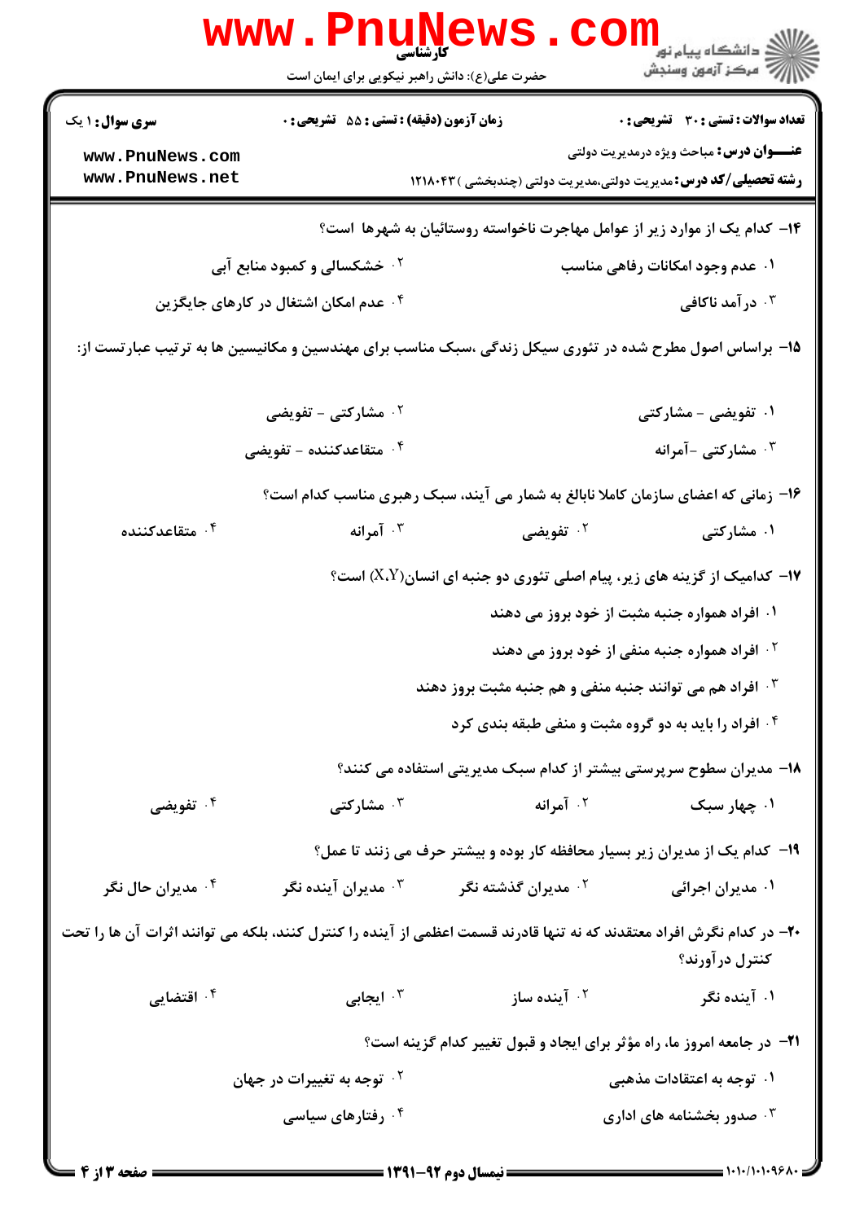۱۴- کدام یک از موارد زیر از عوامل مهاجرت ناخواسته روستائیان به شهرها است؟

۱. عدم وجود امکانات رفاهی مناسب

۲. خشکسالی و کمبود منابع آبی

۳. درآمد ناکافی

۴. عدم امکان اشتغال در کارهای جایگزین

۱۵- براساس اصول مطرح شده در تئوری سیکل زندگی ،سبک مناسب برای مهندسین و مکانیسین ها به ترتیب عبارتست از:

۱. تفویضی - مشارکتی

۲. مشارکتی - تفویضی

۳. مشارکتی -آمرانه

۴. متقاعدکننده - تفویضی

۱۶- زمانی که اعضای سازمان کاملا نابالغ به شمار می آیند، سبک رهبری مناسب کدام است؟

۱. مشارکتی

۲. تفویضی

۳. آمرانه

۴. متقاعدکننده

۱۷- کدامیک از گزینه های زیر، پیام اصلی تئوری دو جنبه ای انسان(X،Y) است؟

۱. افراد همواره جنبه مثبت از خود بروز می دهند

۲. افراد همواره جنبه منفی از خود بروز می دهند

۳. افراد هم می توانند جنبه منفی و هم جنبه مثبت بروز دهند

۴. افراد را باید به دو گروه مثبت و منفی طبقه بندی کرد

۱۸- مدیران سطوح سرپرستی بیشتر از کدام سبک مدیریتی استفاده می کنند؟

۱. چهار سبک

۲. آمرانه

۳. مشارکتی

۴. تفویضی

۱۹- کدام یک از مدیران زیر بسیار محافظه کار بوده و بیشتر حرف می زنند تا عمل؟

۱. مدیران اجرائی

۲. مدیران گذشته نگر

۳. مدیران آینده نگر

۴. مدیران حال نگر

۲۰- در کدام نگرش افراد معتقدند که نه تنها قادرند قسمت اعظمی از آینده را کنترل کنند، بلکه می توانند اثرات آن ها را تحت کنترل درآورند؟

۱. آینده نگر

۲. آینده ساز

۳. ایجابی

۴. اقتضایی

۲۱- در جامعه امروز ما، راه مؤثر برای ایجاد و قبول تغییر کدام گزینه است؟

۱. توجه به اعتقادات مذهبی

۲. توجه به تغییرات در جهان

۳. صدور بخشنامه های اداری

۴. رفتارهای سیاسی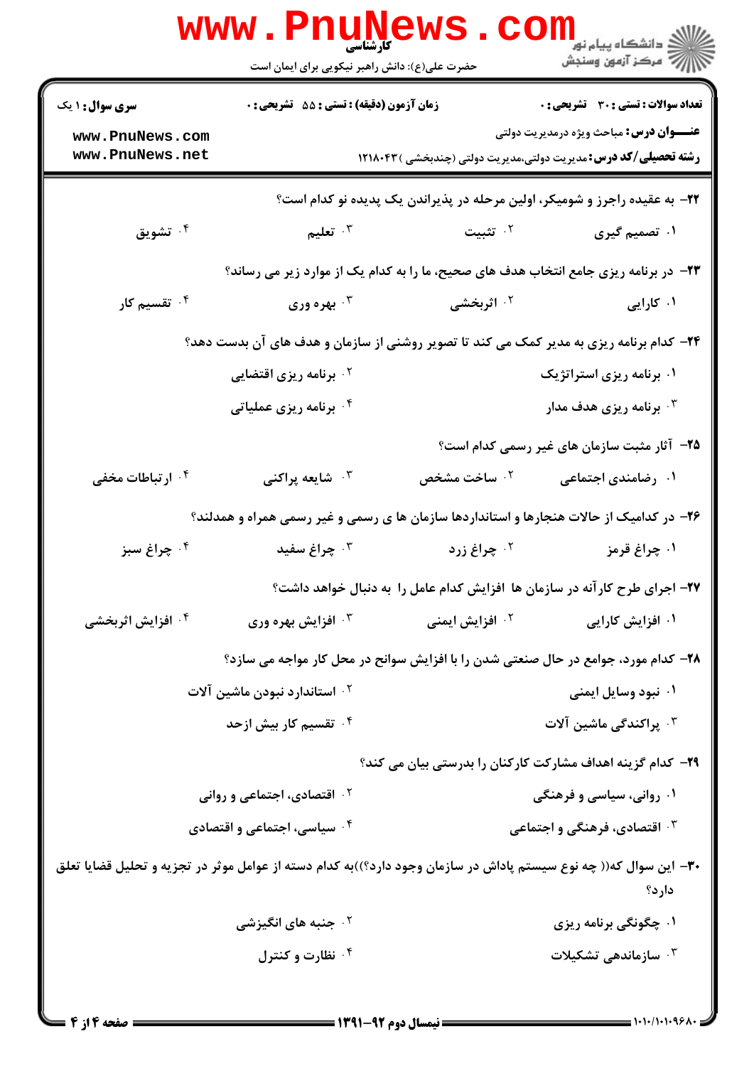۲۲- به عقیده راجرز و شومیکر، اولین مرحله در پذیراندن یک پدیده نو کدام است؟

۱. تصمیم گیری
۲. تثبیت
۳. تعلیم
۴. تشویق

۲۳- در برنامه ریزی جامع انتخاب هدف های صحیح، ما را به کدام یک از موارد زیر می رساند؟

۱. کارایی
۲. اثربخشی
۳. بهره وری
۴. تقسیم کار

۲۴- کدام برنامه ریزی به مدیر کمک می کند تا تصویر روشنی از سازمان و هدف های آن بدست دهد؟

۱. برنامه ریزی استراتژیک
۲. برنامه ریزی اقتضایی
۳. برنامه ریزی هدف مدار
۴. برنامه ریزی عملیاتی

۲۵- آثار مثبت سازمان های غیر رسمی کدام است؟

۱. رضامندی اجتماعی
۲. ساخت مشخص
۳. شایعه پراکنی
۴. ارتباطات مخفی

۲۶- در کدامیک از حالات هنجارها و استانداردها سازمان ها ی رسمی و غیر رسمی همراه و همدلند؟

۱. چراغ قرمز
۲. چراغ زرد
۳. چراغ سفید
۴. چراغ سبز

۲۷- اجرای طرح کارآنه در سازمان ها افزایش کدام عامل را به دنبال خواهد داشت؟

۱. افزایش کارایی
۲. افزایش ایمنی
۳. افزایش بهره وری
۴. افزایش اثربخشی

۲۸- کدام مورد، جوامع در حال صنعتی شدن را با افزایش سوانح در محل کار مواجه می سازد؟

۱. نبود وسایل ایمنی
۲. استاندارد نبودن ماشین آلات
۳. پراکندگی ماشین آلات
۴. تقسیم کار بیش ازحد

۲۹- کدام گزینه اهداف مشارکت کارکنان را بدرستی بیان می کند؟

۱. روانی، سیاسی و فرهنگی
۲. اقتصادی، اجتماعی و روانی
۳. اقتصادی، فرهنگی و اجتماعی
۴. سیاسی، اجتماعی و اقتصادی

۳۰- این سوال که(( چه نوع سیستم پاداش در سازمان وجود دارد؟))به کدام دسته از عوامل موثر در تجزیه و تحلیل قضایا تعلق دارد؟

۱. چگونگی برنامه ریزی
۲. جنبه های انگیزشی
۳. سازماندهی تشکیلات
۴. نظارت و کنترل